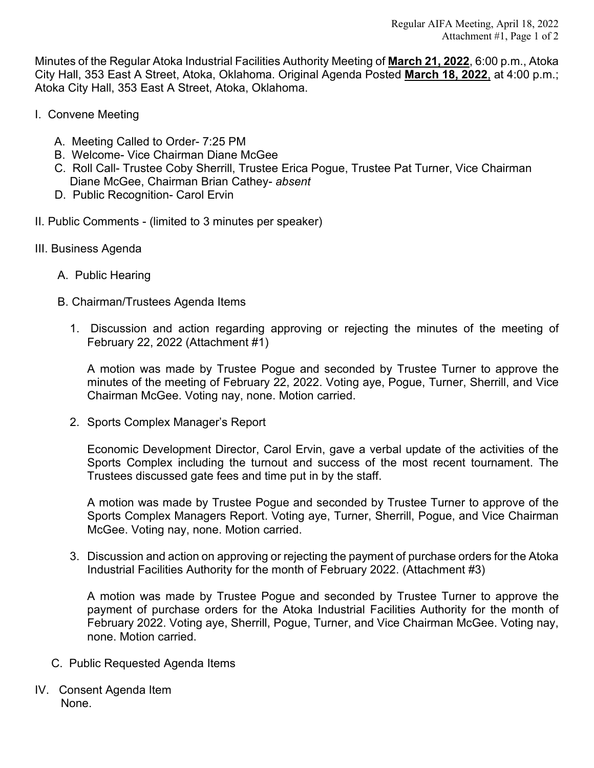Minutes of the Regular Atoka Industrial Facilities Authority Meeting of **March 21, 2022**, 6:00 p.m., Atoka City Hall, 353 East A Street, Atoka, Oklahoma. Original Agenda Posted **March 18, 2022**, at 4:00 p.m.; Atoka City Hall, 353 East A Street, Atoka, Oklahoma.

I. Convene Meeting

   A. Meeting Called to Order- 7:25 PM
   B. Welcome- Vice Chairman Diane McGee
   C. Roll Call- Trustee Coby Sherrill, Trustee Erica Pogue, Trustee Pat Turner, Vice Chairman Diane McGee, Chairman Brian Cathey- *absent*
   D. Public Recognition- Carol Ervin

II. Public Comments - (limited to 3 minutes per speaker)

III. Business Agenda

   A. Public Hearing

   B. Chairman/Trustees Agenda Items

      1. Discussion and action regarding approving or rejecting the minutes of the meeting of February 22, 2022 (Attachment #1)

         A motion was made by Trustee Pogue and seconded by Trustee Turner to approve the minutes of the meeting of February 22, 2022. Voting aye, Pogue, Turner, Sherrill, and Vice Chairman McGee. Voting nay, none. Motion carried.

      2. Sports Complex Manager's Report

         Economic Development Director, Carol Ervin, gave a verbal update of the activities of the Sports Complex including the turnout and success of the most recent tournament. The Trustees discussed gate fees and time put in by the staff.

         A motion was made by Trustee Pogue and seconded by Trustee Turner to approve of the Sports Complex Managers Report. Voting aye, Turner, Sherrill, Pogue, and Vice Chairman McGee. Voting nay, none. Motion carried.

      3. Discussion and action on approving or rejecting the payment of purchase orders for the Atoka Industrial Facilities Authority for the month of February 2022. (Attachment #3)

         A motion was made by Trustee Pogue and seconded by Trustee Turner to approve the payment of purchase orders for the Atoka Industrial Facilities Authority for the month of February 2022. Voting aye, Sherrill, Pogue, Turner, and Vice Chairman McGee. Voting nay, none. Motion carried.

   C. Public Requested Agenda Items

IV. Consent Agenda Item
   None.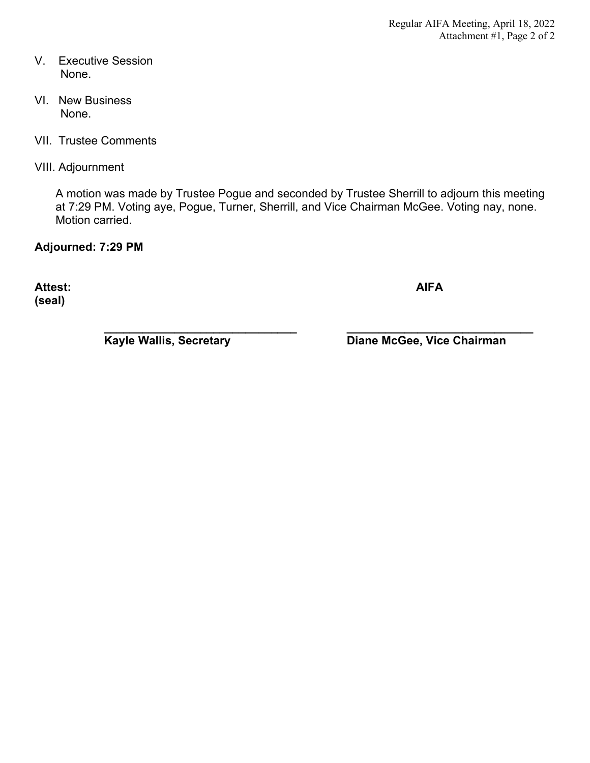V. Executive Session
None.

VI. New Business
None.

VII. Trustee Comments

VIII. Adjournment

A motion was made by Trustee Pogue and seconded by Trustee Sherrill to adjourn this meeting at 7:29 PM. Voting aye, Pogue, Turner, Sherrill, and Vice Chairman McGee. Voting nay, none. Motion carried.

**Adjourned: 7:29 PM**

**Attest:**
**(seal)**

**AIFA**

**______________________________**
**Kayle Wallis, Secretary**

**______________________________**
**Diane McGee, Vice Chairman**